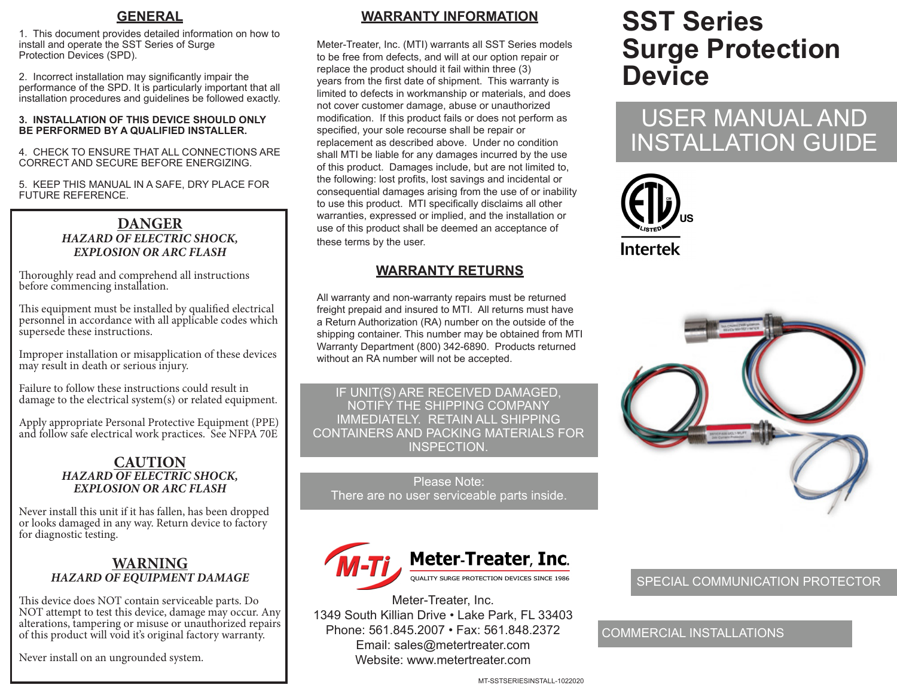# SST Series Surge Protection Device

## USER MANUAL AND INSTALLATION GUIDE

ETL LISTED US Intertek

SPECIAL COMMUNICATION PROTECTOR

COMMERCIAL INSTALLATIONS

## GENERAL

1. This document provides detailed information on how to install and operate the SST Series of Surge Protection Devices (SPD).

2. Incorrect installation may significantly impair the performance of the SPD. It is particularly important that all installation procedures and guidelines be followed exactly.

**3. INSTALLATION OF THIS DEVICE SHOULD ONLY BE PERFORMED BY A QUALIFIED INSTALLER.**

4. CHECK TO ENSURE THAT ALL CONNECTIONS ARE CORRECT AND SECURE BEFORE ENERGIZING.

5. KEEP THIS MANUAL IN A SAFE, DRY PLACE FOR FUTURE REFERENCE.

### DANGER
***HAZARD OF ELECTRIC SHOCK, EXPLOSION OR ARC FLASH***

Thoroughly read and comprehend all instructions before commencing installation.

This equipment must be installed by qualified electrical personnel in accordance with all applicable codes which supersede these instructions.

Improper installation or misapplication of these devices may result in death or serious injury.

Failure to follow these instructions could result in damage to the electrical system(s) or related equipment.

Apply appropriate Personal Protective Equipment (PPE) and follow safe electrical work practices. See NFPA 70E

### CAUTION
***HAZARD OF ELECTRIC SHOCK, EXPLOSION OR ARC FLASH***

Never install this unit if it has fallen, has been dropped or looks damaged in any way. Return device to factory for diagnostic testing.

### WARNING
***HAZARD OF EQUIPMENT DAMAGE***

This device does NOT contain serviceable parts. Do NOT attempt to test this device, damage may occur. Any alterations, tampering or misuse or unauthorized repairs of this product will void it's original factory warranty.

Never install on an ungrounded system.

## WARRANTY INFORMATION

Meter-Treater, Inc. (MTI) warrants all SST Series models to be free from defects, and will at our option repair or replace the product should it fail within three (3) years from the first date of shipment. This warranty is limited to defects in workmanship or materials, and does not cover customer damage, abuse or unauthorized modification. If this product fails or does not perform as specified, your sole recourse shall be repair or replacement as described above. Under no condition shall MTI be liable for any damages incurred by the use of this product. Damages include, but are not limited to, the following: lost profits, lost savings and incidental or consequential damages arising from the use of or inability to use this product. MTI specifically disclaims all other warranties, expressed or implied, and the installation or use of this product shall be deemed an acceptance of these terms by the user.

## WARRANTY RETURNS

All warranty and non-warranty repairs must be returned freight prepaid and insured to MTI. All returns must have a Return Authorization (RA) number on the outside of the shipping container. This number may be obtained from MTI Warranty Department (800) 342-6890. Products returned without an RA number will not be accepted.

IF UNIT(S) ARE RECEIVED DAMAGED, NOTIFY THE SHIPPING COMPANY IMMEDIATELY. RETAIN ALL SHIPPING CONTAINERS AND PACKING MATERIALS FOR INSPECTION.

Please Note:
There are no user serviceable parts inside.

**M-Ti Meter-Treater, Inc.**
QUALITY SURGE PROTECTION DEVICES SINCE 1986

Meter-Treater, Inc.
1349 South Killian Drive • Lake Park, FL 33403
Phone: 561.845.2007 • Fax: 561.848.2372
Email: sales@metertreater.com
Website: www.metertreater.com

MT-SSTSERIESINSTALL-1022020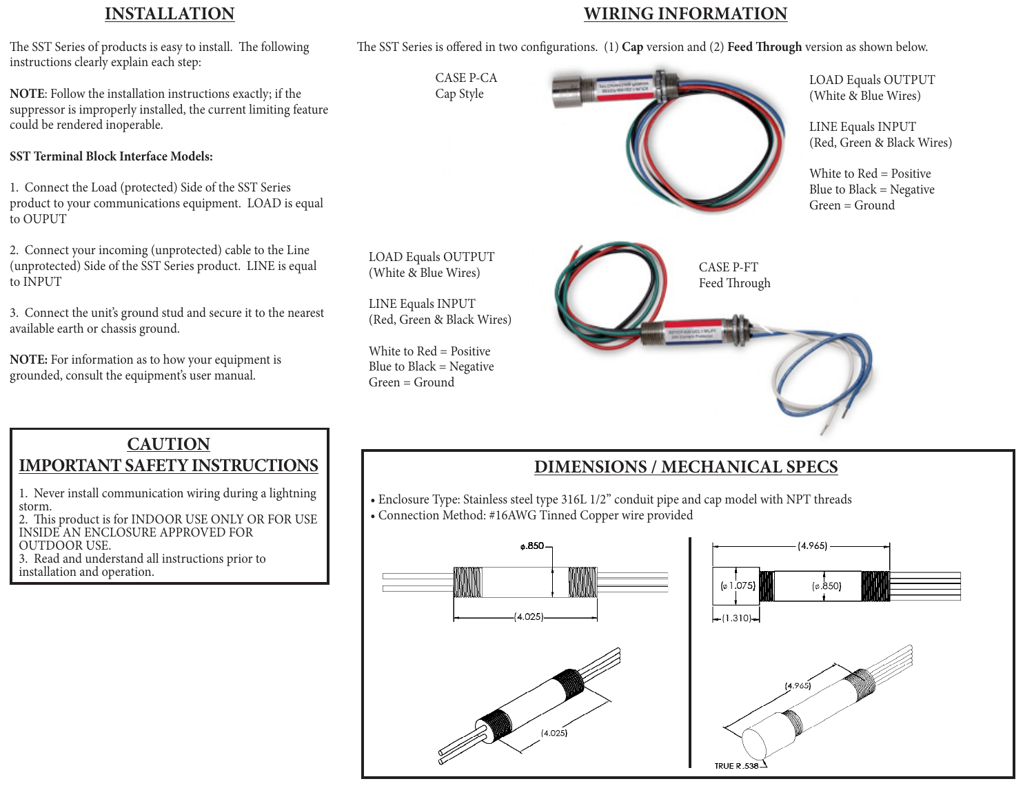## INSTALLATION

The SST Series of products is easy to install. The following instructions clearly explain each step:

**NOTE**: Follow the installation instructions exactly; if the suppressor is improperly installed, the current limiting feature could be rendered inoperable.

**SST Terminal Block Interface Models:**

1. Connect the Load (protected) Side of the SST Series product to your communications equipment. LOAD is equal to OUPUT

2. Connect your incoming (unprotected) cable to the Line (unprotected) Side of the SST Series product. LINE is equal to INPUT

3. Connect the unit's ground stud and secure it to the nearest available earth or chassis ground.

**NOTE:** For information as to how your equipment is grounded, consult the equipment's user manual.

## CAUTION
## IMPORTANT SAFETY INSTRUCTIONS

1. Never install communication wiring during a lightning storm.
2. This product is for INDOOR USE ONLY OR FOR USE INSIDE AN ENCLOSURE APPROVED FOR OUTDOOR USE.
3. Read and understand all instructions prior to installation and operation.

## WIRING INFORMATION

The SST Series is offered in two configurations. (1) **Cap** version and (2) **Feed Through** version as shown below.

CASE P-CA
Cap Style

LOAD Equals OUTPUT
(White & Blue Wires)

LINE Equals INPUT
(Red, Green & Black Wires)

White to Red = Positive
Blue to Black = Negative
Green = Ground

CASE P-FT
Feed Through

LOAD Equals OUTPUT
(White & Blue Wires)

LINE Equals INPUT
(Red, Green & Black Wires)

White to Red = Positive
Blue to Black = Negative
Green = Ground

## DIMENSIONS / MECHANICAL SPECS

- Enclosure Type: Stainless steel type 316L 1/2" conduit pipe and cap model with NPT threads
- Connection Method: #16AWG Tinned Copper wire provided

ø.850
(4.025)
(4.025)

(4.965)
(ø 1.075)
(ø .850)
(1.310)
(4.965)
TRUE R .538